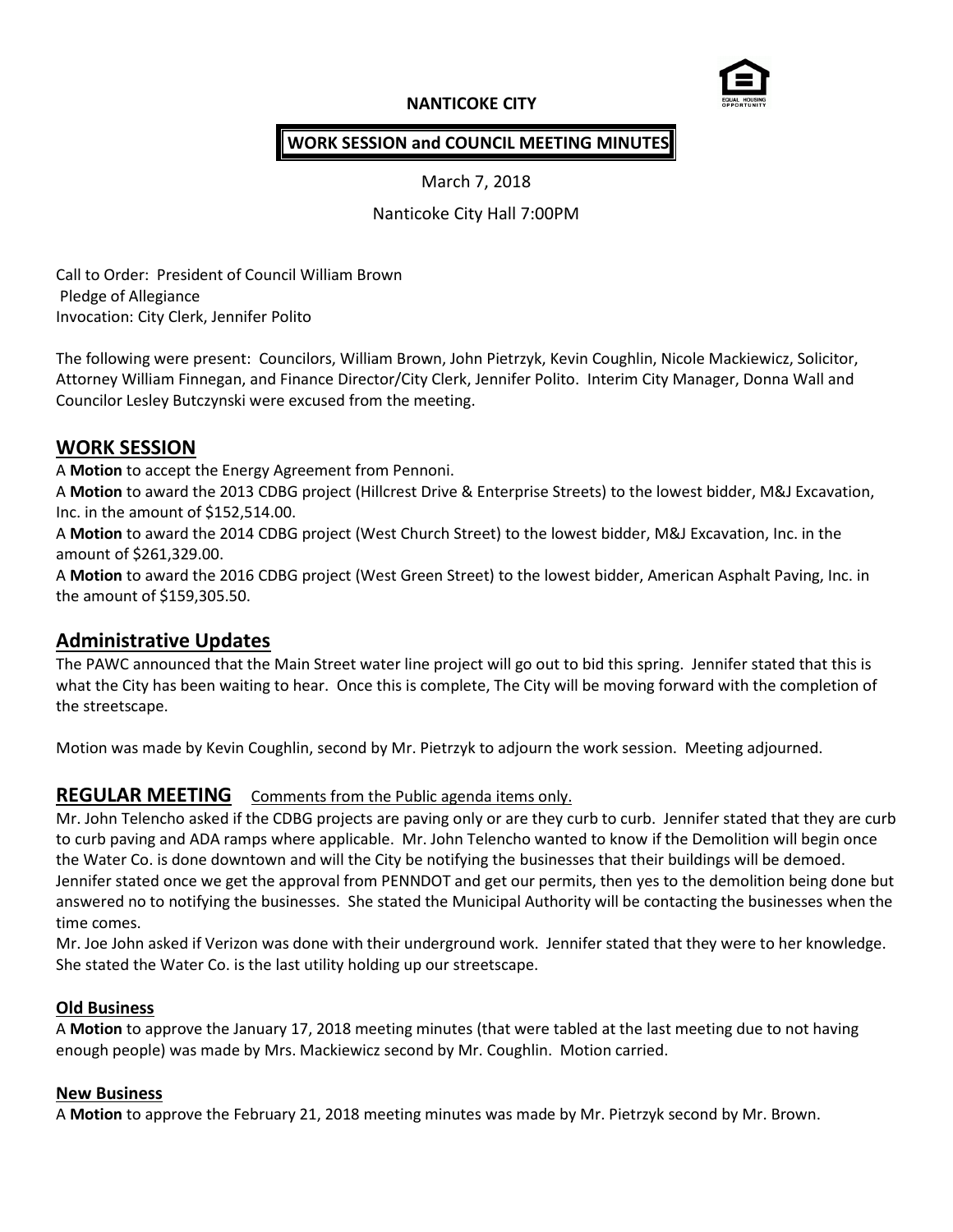**NANTICOKE CITY**

**WORK SESSION and COUNCIL MEETING MINUTES**

March 7, 2018

Nanticoke City Hall 7:00PM

Call to Order: President of Council William Brown
Pledge of Allegiance
Invocation: City Clerk, Jennifer Polito

The following were present: Councilors, William Brown, John Pietrzyk, Kevin Coughlin, Nicole Mackiewicz, Solicitor, Attorney William Finnegan, and Finance Director/City Clerk, Jennifer Polito. Interim City Manager, Donna Wall and Councilor Lesley Butczynski were excused from the meeting.

## WORK SESSION

A **Motion** to accept the Energy Agreement from Pennoni.
A **Motion** to award the 2013 CDBG project (Hillcrest Drive & Enterprise Streets) to the lowest bidder, M&J Excavation, Inc. in the amount of $152,514.00.
A **Motion** to award the 2014 CDBG project (West Church Street) to the lowest bidder, M&J Excavation, Inc. in the amount of $261,329.00.
A **Motion** to award the 2016 CDBG project (West Green Street) to the lowest bidder, American Asphalt Paving, Inc. in the amount of $159,305.50.

## Administrative Updates

The PAWC announced that the Main Street water line project will go out to bid this spring. Jennifer stated that this is what the City has been waiting to hear. Once this is complete, The City will be moving forward with the completion of the streetscape.

Motion was made by Kevin Coughlin, second by Mr. Pietrzyk to adjourn the work session. Meeting adjourned.

## REGULAR MEETING Comments from the Public agenda items only.

Mr. John Telencho asked if the CDBG projects are paving only or are they curb to curb. Jennifer stated that they are curb to curb paving and ADA ramps where applicable. Mr. John Telencho wanted to know if the Demolition will begin once the Water Co. is done downtown and will the City be notifying the businesses that their buildings will be demoed. Jennifer stated once we get the approval from PENNDOT and get our permits, then yes to the demolition being done but answered no to notifying the businesses. She stated the Municipal Authority will be contacting the businesses when the time comes.
Mr. Joe John asked if Verizon was done with their underground work. Jennifer stated that they were to her knowledge. She stated the Water Co. is the last utility holding up our streetscape.

### Old Business

A **Motion** to approve the January 17, 2018 meeting minutes (that were tabled at the last meeting due to not having enough people) was made by Mrs. Mackiewicz second by Mr. Coughlin. Motion carried.

### New Business

A **Motion** to approve the February 21, 2018 meeting minutes was made by Mr. Pietrzyk second by Mr. Brown.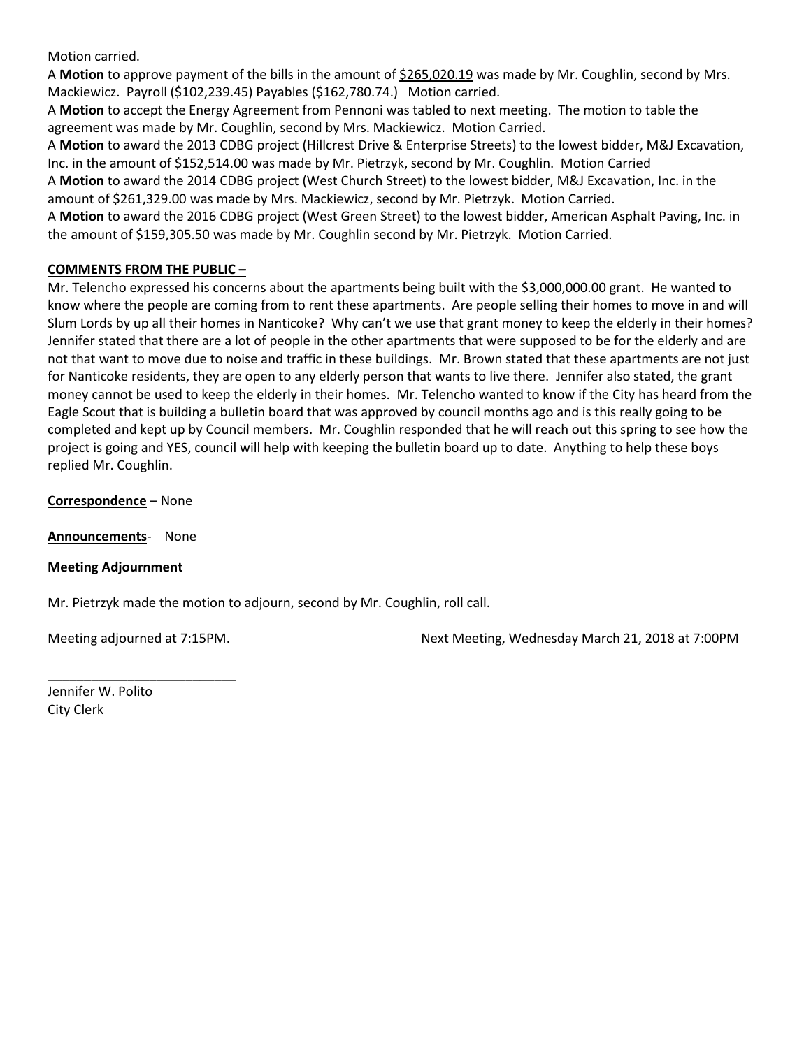Motion carried.

A **Motion** to approve payment of the bills in the amount of <u>$265,020.19</u> was made by Mr. Coughlin, second by Mrs. Mackiewicz. Payroll ($102,239.45) Payables ($162,780.74.) Motion carried.

A **Motion** to accept the Energy Agreement from Pennoni was tabled to next meeting. The motion to table the agreement was made by Mr. Coughlin, second by Mrs. Mackiewicz. Motion Carried.

A **Motion** to award the 2013 CDBG project (Hillcrest Drive & Enterprise Streets) to the lowest bidder, M&J Excavation, Inc. in the amount of $152,514.00 was made by Mr. Pietrzyk, second by Mr. Coughlin. Motion Carried

A **Motion** to award the 2014 CDBG project (West Church Street) to the lowest bidder, M&J Excavation, Inc. in the amount of $261,329.00 was made by Mrs. Mackiewicz, second by Mr. Pietrzyk. Motion Carried.

A **Motion** to award the 2016 CDBG project (West Green Street) to the lowest bidder, American Asphalt Paving, Inc. in the amount of $159,305.50 was made by Mr. Coughlin second by Mr. Pietrzyk. Motion Carried.

**<u>COMMENTS FROM THE PUBLIC –</u>**

Mr. Telencho expressed his concerns about the apartments being built with the $3,000,000.00 grant. He wanted to know where the people are coming from to rent these apartments. Are people selling their homes to move in and will Slum Lords by up all their homes in Nanticoke? Why can't we use that grant money to keep the elderly in their homes? Jennifer stated that there are a lot of people in the other apartments that were supposed to be for the elderly and are not that want to move due to noise and traffic in these buildings. Mr. Brown stated that these apartments are not just for Nanticoke residents, they are open to any elderly person that wants to live there. Jennifer also stated, the grant money cannot be used to keep the elderly in their homes. Mr. Telencho wanted to know if the City has heard from the Eagle Scout that is building a bulletin board that was approved by council months ago and is this really going to be completed and kept up by Council members. Mr. Coughlin responded that he will reach out this spring to see how the project is going and YES, council will help with keeping the bulletin board up to date. Anything to help these boys replied Mr. Coughlin.

**<u>Correspondence</u>** – None

**<u>Announcements</u>**- None

**<u>Meeting Adjournment</u>**

Mr. Pietrzyk made the motion to adjourn, second by Mr. Coughlin, roll call.

Meeting adjourned at 7:15PM. Next Meeting, Wednesday March 21, 2018 at 7:00PM

\_\_\_\_\_\_\_\_\_\_\_\_\_\_\_\_\_\_\_\_\_\_\_\_\_\_

Jennifer W. Polito
City Clerk